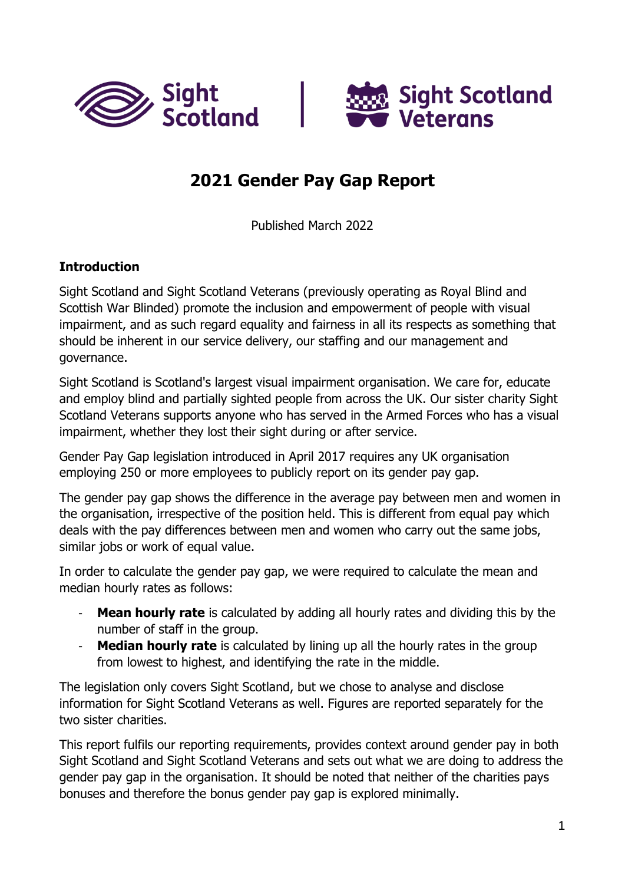# 2021 Gender Pay Gap Report

Published March 2022

**Introduction**

Sight Scotland and Sight Scotland Veterans (previously operating as Royal Blind and Scottish War Blinded) promote the inclusion and empowerment of people with visual impairment, and as such regard equality and fairness in all its respects as something that should be inherent in our service delivery, our staffing and our management and governance.

Sight Scotland is Scotland's largest visual impairment organisation. We care for, educate and employ blind and partially sighted people from across the UK. Our sister charity Sight Scotland Veterans supports anyone who has served in the Armed Forces who has a visual impairment, whether they lost their sight during or after service.

Gender Pay Gap legislation introduced in April 2017 requires any UK organisation employing 250 or more employees to publicly report on its gender pay gap.

The gender pay gap shows the difference in the average pay between men and women in the organisation, irrespective of the position held. This is different from equal pay which deals with the pay differences between men and women who carry out the same jobs, similar jobs or work of equal value.

In order to calculate the gender pay gap, we were required to calculate the mean and median hourly rates as follows:

- **Mean hourly rate** is calculated by adding all hourly rates and dividing this by the number of staff in the group.
- **Median hourly rate** is calculated by lining up all the hourly rates in the group from lowest to highest, and identifying the rate in the middle.

The legislation only covers Sight Scotland, but we chose to analyse and disclose information for Sight Scotland Veterans as well. Figures are reported separately for the two sister charities.

This report fulfils our reporting requirements, provides context around gender pay in both Sight Scotland and Sight Scotland Veterans and sets out what we are doing to address the gender pay gap in the organisation. It should be noted that neither of the charities pays bonuses and therefore the bonus gender pay gap is explored minimally.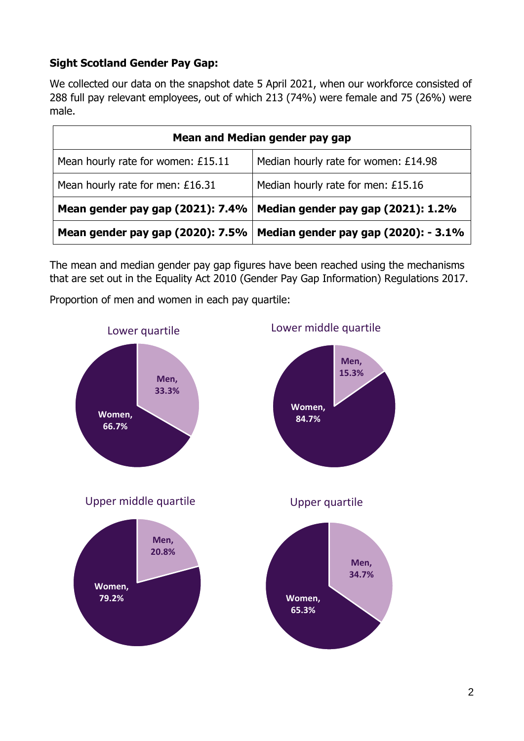**Sight Scotland Gender Pay Gap:**

We collected our data on the snapshot date 5 April 2021, when our workforce consisted of 288 full pay relevant employees, out of which 213 (74%) were female and 75 (26%) were male.

| Mean and Median gender pay gap | |
|---|---|
| Mean hourly rate for women: £15.11 | Median hourly rate for women: £14.98 |
| Mean hourly rate for men: £16.31 | Median hourly rate for men: £15.16 |
| **Mean gender pay gap (2021): 7.4%** | **Median gender pay gap (2021): 1.2%** |
| **Mean gender pay gap (2020): 7.5%** | **Median gender pay gap (2020): - 3.1%** |

The mean and median gender pay gap figures have been reached using the mechanisms that are set out in the Equality Act 2010 (Gender Pay Gap Information) Regulations 2017.

Proportion of men and women in each pay quartile:

Lower quartile

- Men, 33.3%
- Women, 66.7%

Lower middle quartile

- Men, 15.3%
- Women, 84.7%

Upper middle quartile

- Men, 20.8%
- Women, 79.2%

Upper quartile

- Men, 34.7%
- Women, 65.3%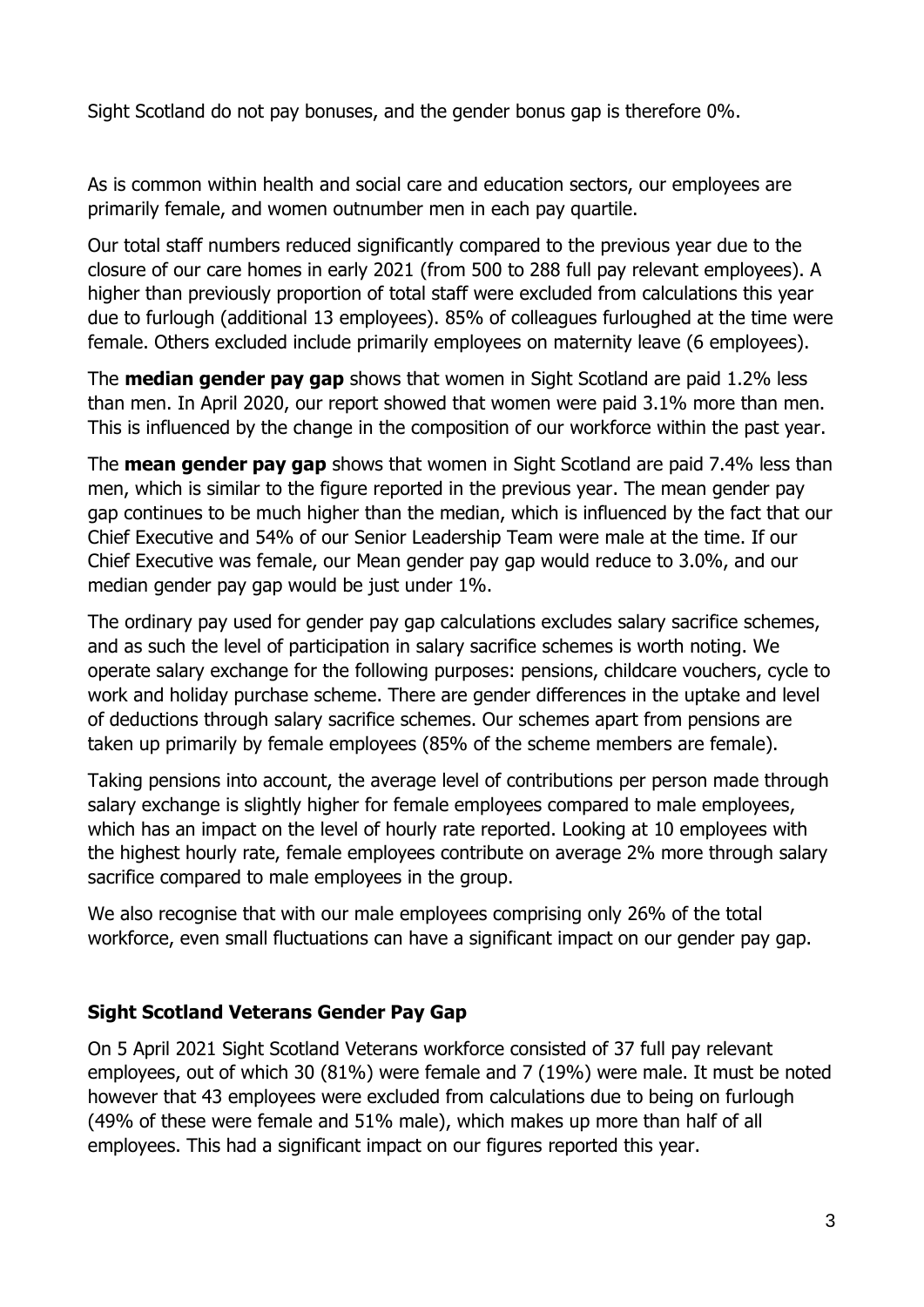Sight Scotland do not pay bonuses, and the gender bonus gap is therefore 0%.

As is common within health and social care and education sectors, our employees are primarily female, and women outnumber men in each pay quartile.

Our total staff numbers reduced significantly compared to the previous year due to the closure of our care homes in early 2021 (from 500 to 288 full pay relevant employees). A higher than previously proportion of total staff were excluded from calculations this year due to furlough (additional 13 employees). 85% of colleagues furloughed at the time were female. Others excluded include primarily employees on maternity leave (6 employees).

The **median gender pay gap** shows that women in Sight Scotland are paid 1.2% less than men. In April 2020, our report showed that women were paid 3.1% more than men. This is influenced by the change in the composition of our workforce within the past year.

The **mean gender pay gap** shows that women in Sight Scotland are paid 7.4% less than men, which is similar to the figure reported in the previous year. The mean gender pay gap continues to be much higher than the median, which is influenced by the fact that our Chief Executive and 54% of our Senior Leadership Team were male at the time. If our Chief Executive was female, our Mean gender pay gap would reduce to 3.0%, and our median gender pay gap would be just under 1%.

The ordinary pay used for gender pay gap calculations excludes salary sacrifice schemes, and as such the level of participation in salary sacrifice schemes is worth noting. We operate salary exchange for the following purposes: pensions, childcare vouchers, cycle to work and holiday purchase scheme. There are gender differences in the uptake and level of deductions through salary sacrifice schemes. Our schemes apart from pensions are taken up primarily by female employees (85% of the scheme members are female).

Taking pensions into account, the average level of contributions per person made through salary exchange is slightly higher for female employees compared to male employees, which has an impact on the level of hourly rate reported. Looking at 10 employees with the highest hourly rate, female employees contribute on average 2% more through salary sacrifice compared to male employees in the group.

We also recognise that with our male employees comprising only 26% of the total workforce, even small fluctuations can have a significant impact on our gender pay gap.

### Sight Scotland Veterans Gender Pay Gap

On 5 April 2021 Sight Scotland Veterans workforce consisted of 37 full pay relevant employees, out of which 30 (81%) were female and 7 (19%) were male. It must be noted however that 43 employees were excluded from calculations due to being on furlough (49% of these were female and 51% male), which makes up more than half of all employees. This had a significant impact on our figures reported this year.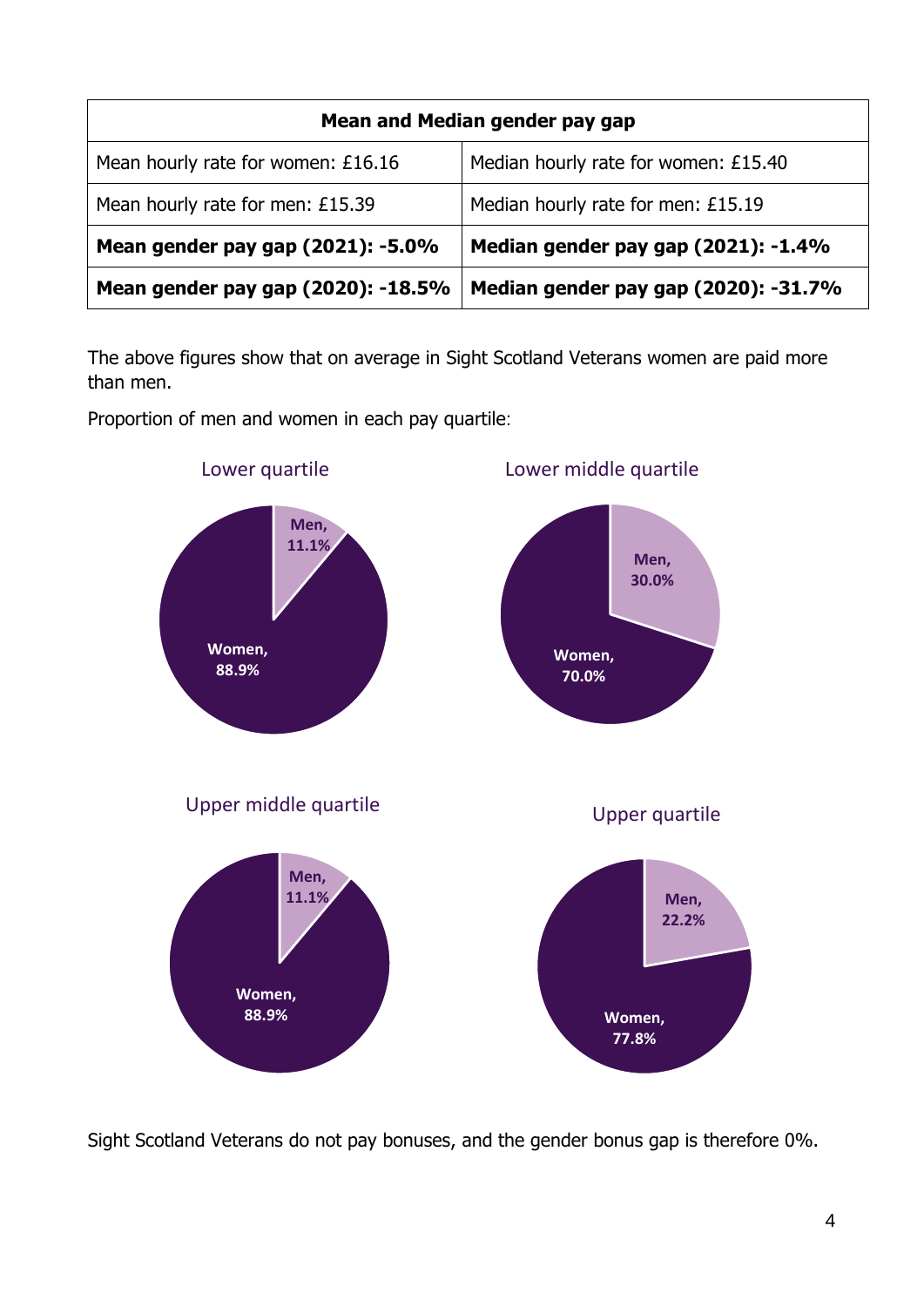| Mean and Median gender pay gap | |
|---|---|
| Mean hourly rate for women: £16.16 | Median hourly rate for women: £15.40 |
| Mean hourly rate for men: £15.39 | Median hourly rate for men: £15.19 |
| **Mean gender pay gap (2021): -5.0%** | **Median gender pay gap (2021): -1.4%** |
| **Mean gender pay gap (2020): -18.5%** | **Median gender pay gap (2020): -31.7%** |

The above figures show that on average in Sight Scotland Veterans women are paid more than men.

Proportion of men and women in each pay quartile:

Lower quartile

- Men, 11.1%
- Women, 88.9%

Lower middle quartile

- Men, 30.0%
- Women, 70.0%

Upper middle quartile

- Men, 11.1%
- Women, 88.9%

Upper quartile

- Men, 22.2%
- Women, 77.8%

Sight Scotland Veterans do not pay bonuses, and the gender bonus gap is therefore 0%.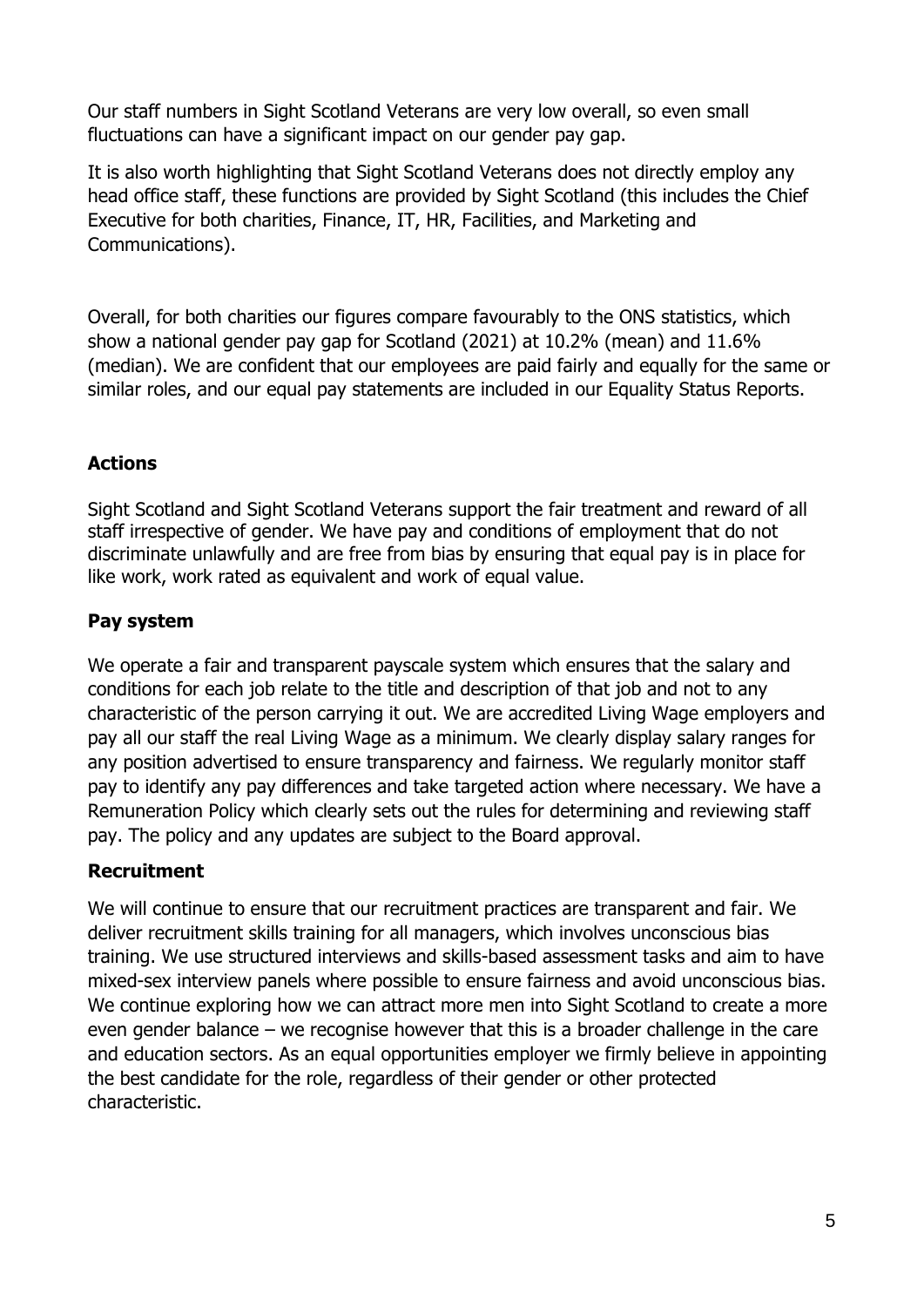Our staff numbers in Sight Scotland Veterans are very low overall, so even small fluctuations can have a significant impact on our gender pay gap.

It is also worth highlighting that Sight Scotland Veterans does not directly employ any head office staff, these functions are provided by Sight Scotland (this includes the Chief Executive for both charities, Finance, IT, HR, Facilities, and Marketing and Communications).

Overall, for both charities our figures compare favourably to the ONS statistics, which show a national gender pay gap for Scotland (2021) at 10.2% (mean) and 11.6% (median). We are confident that our employees are paid fairly and equally for the same or similar roles, and our equal pay statements are included in our Equality Status Reports.

## Actions

Sight Scotland and Sight Scotland Veterans support the fair treatment and reward of all staff irrespective of gender. We have pay and conditions of employment that do not discriminate unlawfully and are free from bias by ensuring that equal pay is in place for like work, work rated as equivalent and work of equal value.

### Pay system

We operate a fair and transparent payscale system which ensures that the salary and conditions for each job relate to the title and description of that job and not to any characteristic of the person carrying it out. We are accredited Living Wage employers and pay all our staff the real Living Wage as a minimum. We clearly display salary ranges for any position advertised to ensure transparency and fairness. We regularly monitor staff pay to identify any pay differences and take targeted action where necessary. We have a Remuneration Policy which clearly sets out the rules for determining and reviewing staff pay. The policy and any updates are subject to the Board approval.

### Recruitment

We will continue to ensure that our recruitment practices are transparent and fair. We deliver recruitment skills training for all managers, which involves unconscious bias training. We use structured interviews and skills-based assessment tasks and aim to have mixed-sex interview panels where possible to ensure fairness and avoid unconscious bias. We continue exploring how we can attract more men into Sight Scotland to create a more even gender balance – we recognise however that this is a broader challenge in the care and education sectors. As an equal opportunities employer we firmly believe in appointing the best candidate for the role, regardless of their gender or other protected characteristic.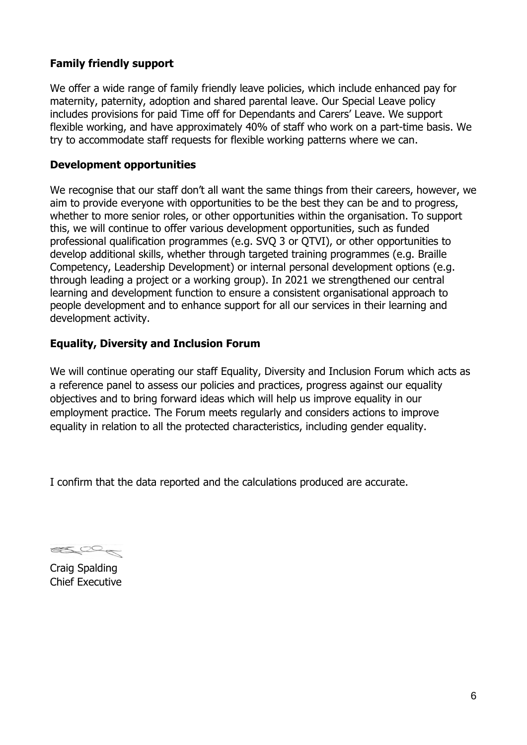**Family friendly support**

We offer a wide range of family friendly leave policies, which include enhanced pay for maternity, paternity, adoption and shared parental leave. Our Special Leave policy includes provisions for paid Time off for Dependants and Carers' Leave. We support flexible working, and have approximately 40% of staff who work on a part-time basis. We try to accommodate staff requests for flexible working patterns where we can.

**Development opportunities**

We recognise that our staff don't all want the same things from their careers, however, we aim to provide everyone with opportunities to be the best they can be and to progress, whether to more senior roles, or other opportunities within the organisation. To support this, we will continue to offer various development opportunities, such as funded professional qualification programmes (e.g. SVQ 3 or QTVI), or other opportunities to develop additional skills, whether through targeted training programmes (e.g. Braille Competency, Leadership Development) or internal personal development options (e.g. through leading a project or a working group). In 2021 we strengthened our central learning and development function to ensure a consistent organisational approach to people development and to enhance support for all our services in their learning and development activity.

**Equality, Diversity and Inclusion Forum**

We will continue operating our staff Equality, Diversity and Inclusion Forum which acts as a reference panel to assess our policies and practices, progress against our equality objectives and to bring forward ideas which will help us improve equality in our employment practice. The Forum meets regularly and considers actions to improve equality in relation to all the protected characteristics, including gender equality.

I confirm that the data reported and the calculations produced are accurate.

Craig Spalding
Chief Executive